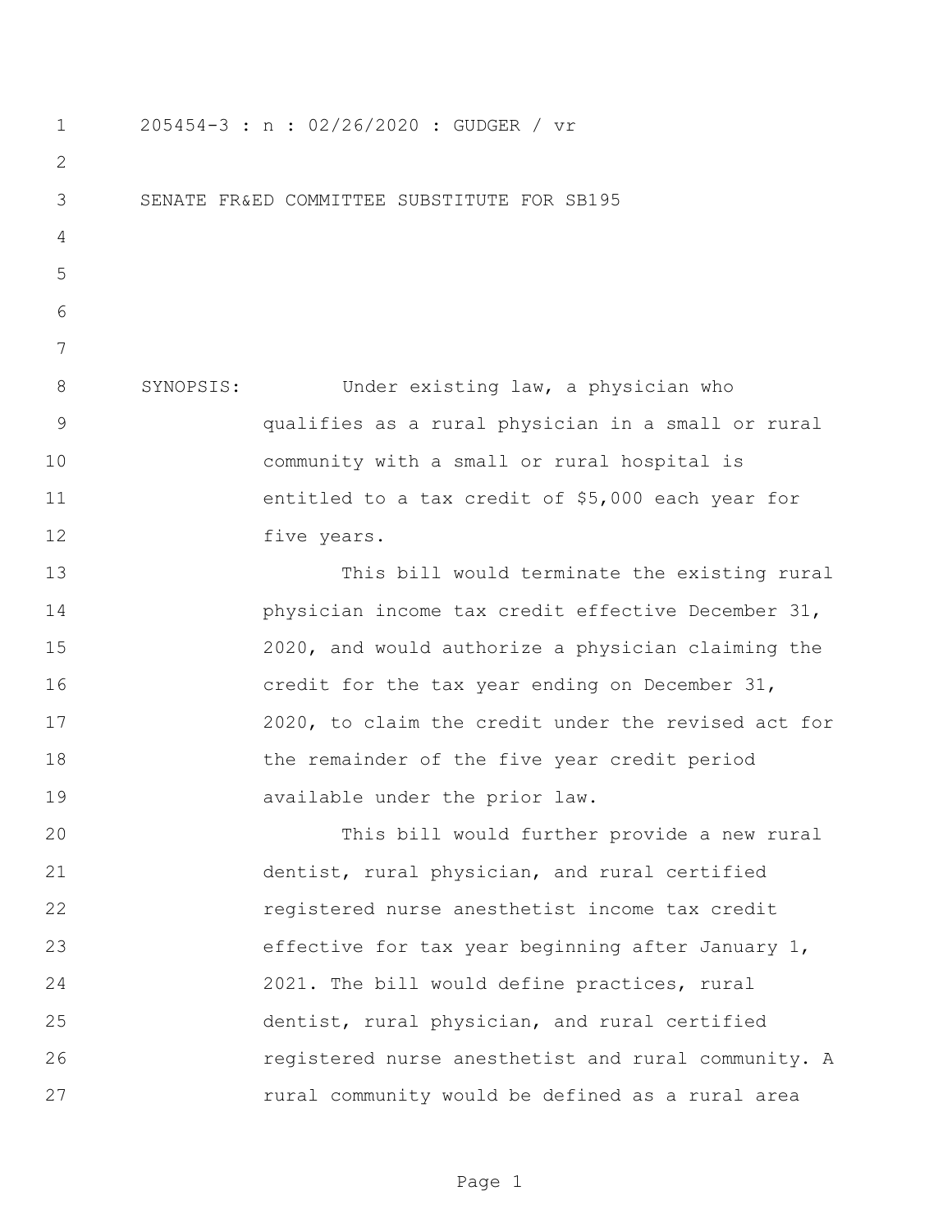205454-3 : n : 02/26/2020 : GUDGER / vr

SENATE FR&ED COMMITTEE SUBSTITUTE FOR SB195

SYNOPSIS: Under existing law, a physician who qualifies as a rural physician in a small or rural community with a small or rural hospital is entitled to a tax credit of $5,000 each year for five years.

This bill would terminate the existing rural physician income tax credit effective December 31, 2020, and would authorize a physician claiming the credit for the tax year ending on December 31, 2020, to claim the credit under the revised act for the remainder of the five year credit period available under the prior law.

This bill would further provide a new rural dentist, rural physician, and rural certified registered nurse anesthetist income tax credit effective for tax year beginning after January 1, 2021. The bill would define practices, rural dentist, rural physician, and rural certified registered nurse anesthetist and rural community. A rural community would be defined as a rural area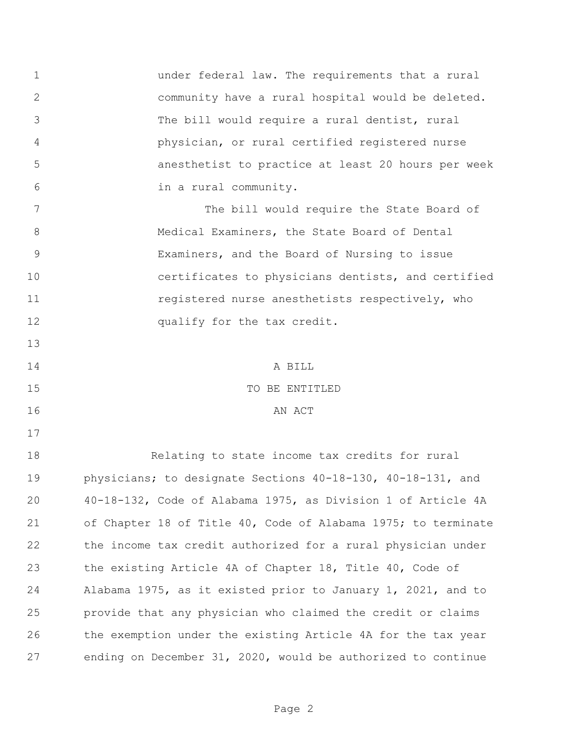under federal law. The requirements that a rural community have a rural hospital would be deleted. The bill would require a rural dentist, rural physician, or rural certified registered nurse anesthetist to practice at least 20 hours per week in a rural community.

The bill would require the State Board of Medical Examiners, the State Board of Dental Examiners, and the Board of Nursing to issue certificates to physicians dentists, and certified registered nurse anesthetists respectively, who qualify for the tax credit.

A BILL

TO BE ENTITLED

AN ACT

Relating to state income tax credits for rural physicians; to designate Sections 40-18-130, 40-18-131, and 40-18-132, Code of Alabama 1975, as Division 1 of Article 4A of Chapter 18 of Title 40, Code of Alabama 1975; to terminate the income tax credit authorized for a rural physician under the existing Article 4A of Chapter 18, Title 40, Code of Alabama 1975, as it existed prior to January 1, 2021, and to provide that any physician who claimed the credit or claims the exemption under the existing Article 4A for the tax year ending on December 31, 2020, would be authorized to continue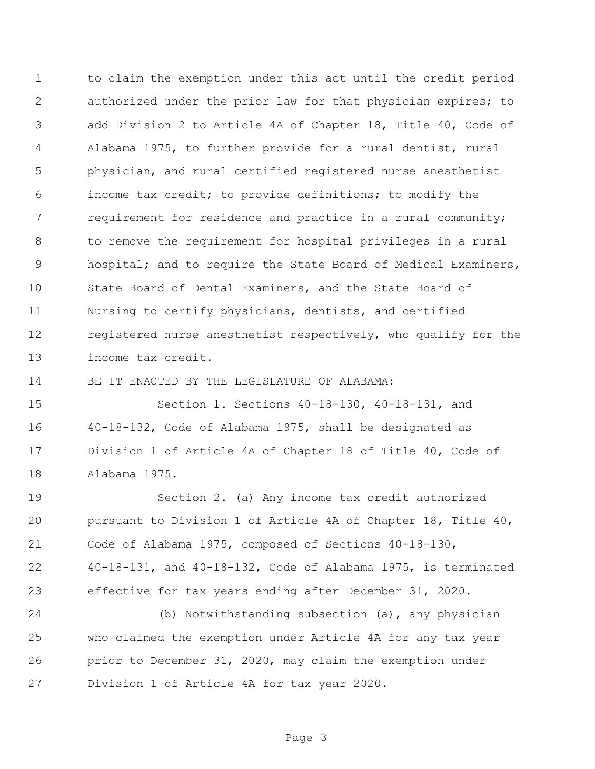to claim the exemption under this act until the credit period authorized under the prior law for that physician expires; to add Division 2 to Article 4A of Chapter 18, Title 40, Code of Alabama 1975, to further provide for a rural dentist, rural physician, and rural certified registered nurse anesthetist income tax credit; to provide definitions; to modify the requirement for residence and practice in a rural community; to remove the requirement for hospital privileges in a rural hospital; and to require the State Board of Medical Examiners, State Board of Dental Examiners, and the State Board of Nursing to certify physicians, dentists, and certified registered nurse anesthetist respectively, who qualify for the income tax credit.

BE IT ENACTED BY THE LEGISLATURE OF ALABAMA:

Section 1. Sections 40-18-130, 40-18-131, and 40-18-132, Code of Alabama 1975, shall be designated as Division 1 of Article 4A of Chapter 18 of Title 40, Code of Alabama 1975.

Section 2. (a) Any income tax credit authorized pursuant to Division 1 of Article 4A of Chapter 18, Title 40, Code of Alabama 1975, composed of Sections 40-18-130, 40-18-131, and 40-18-132, Code of Alabama 1975, is terminated effective for tax years ending after December 31, 2020.

(b) Notwithstanding subsection (a), any physician who claimed the exemption under Article 4A for any tax year prior to December 31, 2020, may claim the exemption under Division 1 of Article 4A for tax year 2020.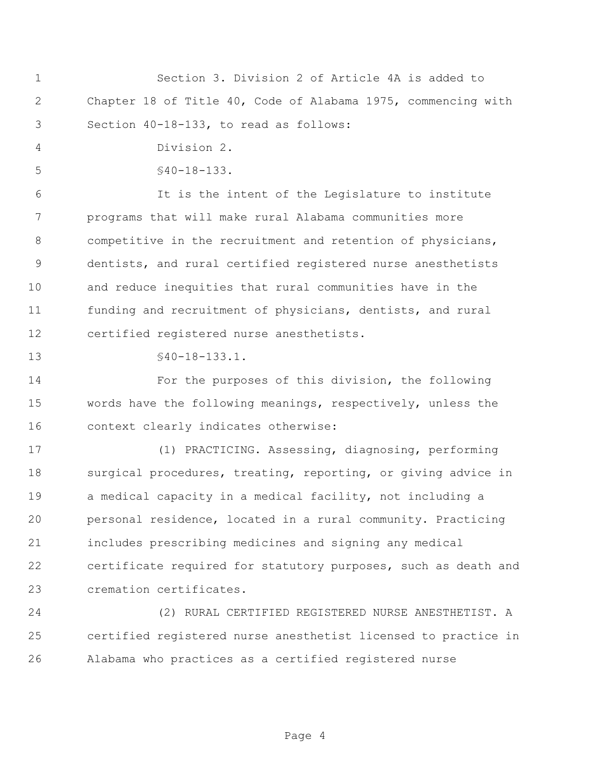Section 3. Division 2 of Article 4A is added to Chapter 18 of Title 40, Code of Alabama 1975, commencing with Section 40-18-133, to read as follows:

Division 2.

§40-18-133.

It is the intent of the Legislature to institute programs that will make rural Alabama communities more competitive in the recruitment and retention of physicians, dentists, and rural certified registered nurse anesthetists and reduce inequities that rural communities have in the funding and recruitment of physicians, dentists, and rural certified registered nurse anesthetists.

§40-18-133.1.

For the purposes of this division, the following words have the following meanings, respectively, unless the context clearly indicates otherwise:

(1) PRACTICING. Assessing, diagnosing, performing surgical procedures, treating, reporting, or giving advice in a medical capacity in a medical facility, not including a personal residence, located in a rural community. Practicing includes prescribing medicines and signing any medical certificate required for statutory purposes, such as death and cremation certificates.

(2) RURAL CERTIFIED REGISTERED NURSE ANESTHETIST. A certified registered nurse anesthetist licensed to practice in Alabama who practices as a certified registered nurse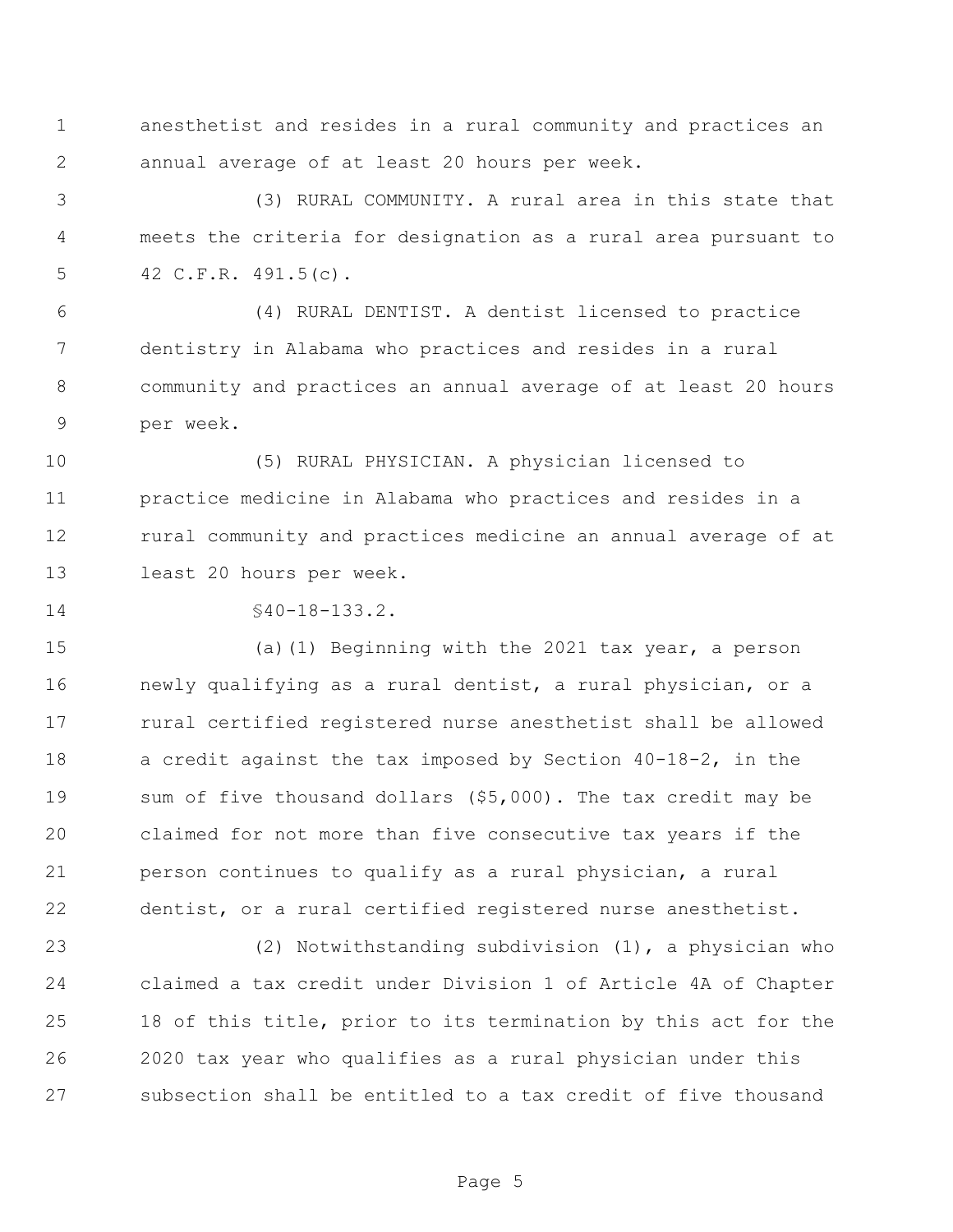anesthetist and resides in a rural community and practices an annual average of at least 20 hours per week.

(3) RURAL COMMUNITY. A rural area in this state that meets the criteria for designation as a rural area pursuant to 42 C.F.R. 491.5(c).

(4) RURAL DENTIST. A dentist licensed to practice dentistry in Alabama who practices and resides in a rural community and practices an annual average of at least 20 hours per week.

(5) RURAL PHYSICIAN. A physician licensed to practice medicine in Alabama who practices and resides in a rural community and practices medicine an annual average of at least 20 hours per week.

§40-18-133.2.

(a)(1) Beginning with the 2021 tax year, a person newly qualifying as a rural dentist, a rural physician, or a rural certified registered nurse anesthetist shall be allowed a credit against the tax imposed by Section 40-18-2, in the sum of five thousand dollars ($5,000). The tax credit may be claimed for not more than five consecutive tax years if the person continues to qualify as a rural physician, a rural dentist, or a rural certified registered nurse anesthetist.

(2) Notwithstanding subdivision (1), a physician who claimed a tax credit under Division 1 of Article 4A of Chapter 18 of this title, prior to its termination by this act for the 2020 tax year who qualifies as a rural physician under this subsection shall be entitled to a tax credit of five thousand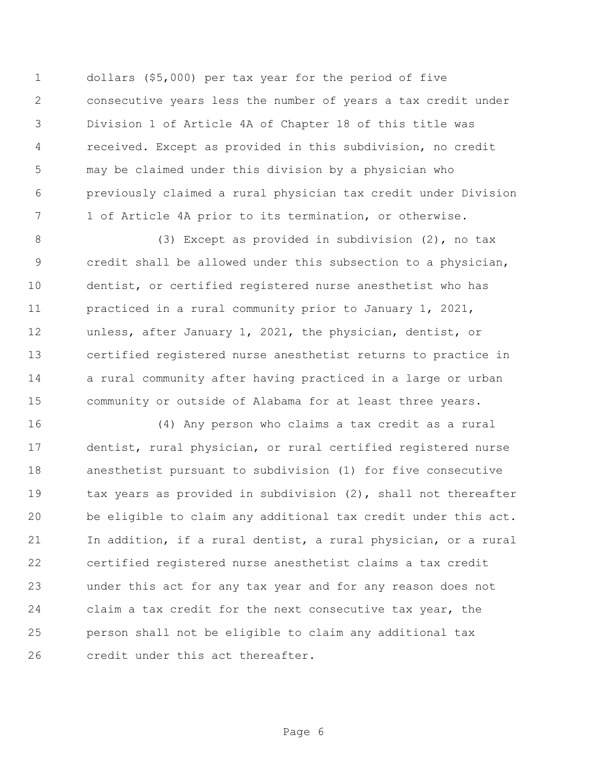dollars ($5,000) per tax year for the period of five consecutive years less the number of years a tax credit under Division 1 of Article 4A of Chapter 18 of this title was received. Except as provided in this subdivision, no credit may be claimed under this division by a physician who previously claimed a rural physician tax credit under Division 1 of Article 4A prior to its termination, or otherwise.

(3) Except as provided in subdivision (2), no tax credit shall be allowed under this subsection to a physician, dentist, or certified registered nurse anesthetist who has practiced in a rural community prior to January 1, 2021, unless, after January 1, 2021, the physician, dentist, or certified registered nurse anesthetist returns to practice in a rural community after having practiced in a large or urban community or outside of Alabama for at least three years.

(4) Any person who claims a tax credit as a rural dentist, rural physician, or rural certified registered nurse anesthetist pursuant to subdivision (1) for five consecutive tax years as provided in subdivision (2), shall not thereafter be eligible to claim any additional tax credit under this act. In addition, if a rural dentist, a rural physician, or a rural certified registered nurse anesthetist claims a tax credit under this act for any tax year and for any reason does not claim a tax credit for the next consecutive tax year, the person shall not be eligible to claim any additional tax credit under this act thereafter.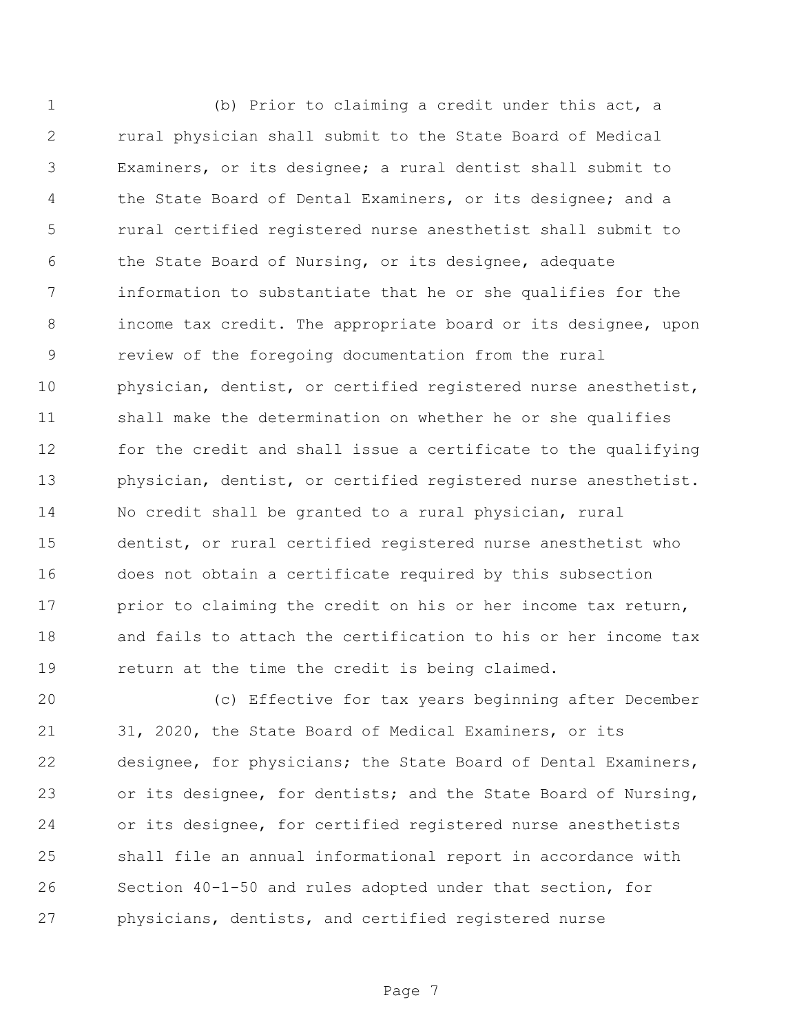(b) Prior to claiming a credit under this act, a rural physician shall submit to the State Board of Medical Examiners, or its designee; a rural dentist shall submit to the State Board of Dental Examiners, or its designee; and a rural certified registered nurse anesthetist shall submit to the State Board of Nursing, or its designee, adequate information to substantiate that he or she qualifies for the income tax credit. The appropriate board or its designee, upon review of the foregoing documentation from the rural physician, dentist, or certified registered nurse anesthetist, shall make the determination on whether he or she qualifies for the credit and shall issue a certificate to the qualifying physician, dentist, or certified registered nurse anesthetist. No credit shall be granted to a rural physician, rural dentist, or rural certified registered nurse anesthetist who does not obtain a certificate required by this subsection prior to claiming the credit on his or her income tax return, and fails to attach the certification to his or her income tax return at the time the credit is being claimed.

(c) Effective for tax years beginning after December 31, 2020, the State Board of Medical Examiners, or its designee, for physicians; the State Board of Dental Examiners, or its designee, for dentists; and the State Board of Nursing, or its designee, for certified registered nurse anesthetists shall file an annual informational report in accordance with Section 40-1-50 and rules adopted under that section, for physicians, dentists, and certified registered nurse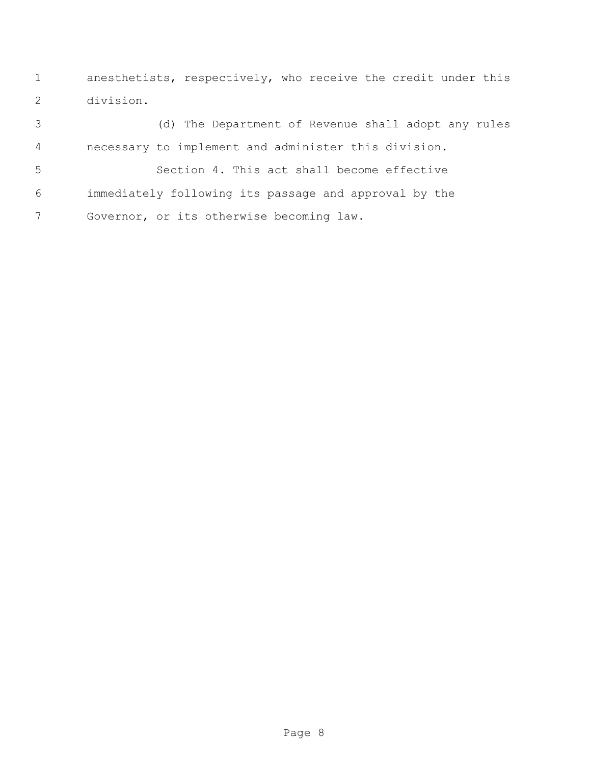anesthetists, respectively, who receive the credit under this division.

(d) The Department of Revenue shall adopt any rules necessary to implement and administer this division.

Section 4. This act shall become effective immediately following its passage and approval by the Governor, or its otherwise becoming law.